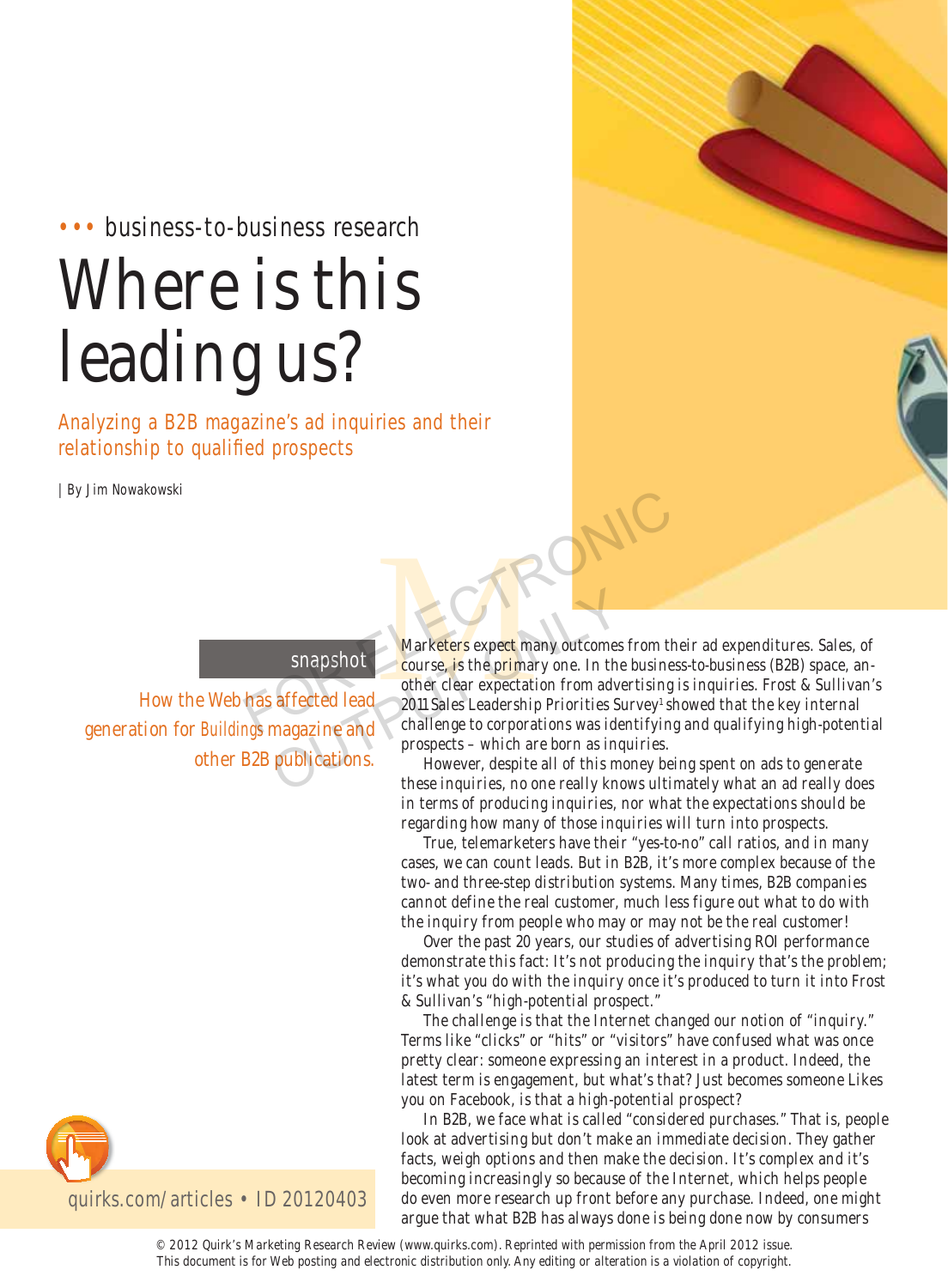••• business-to-business research

# Where is this leading us?

## Analyzing a B2B magazine's ad inquiries and their relationship to qualified prospects

| By Jim Nowakowski

**snapshot**

How the Web has affected lead generation for *Buildings* magazine and other B2B publications.

quirks.com/articles • ID 20120403

Marketers expect many outcomes from their ad expenditures. Sales, of course, is the primary one. In the business-to-business (B2B) space, another clear expectation from advertising is inquiries. Frost & Sullivan's 2011 Sales Leadership Priorities Survey[1] showed that the key internal challenge to corporations was identifying and qualifying high-potential prospects – which are born as inquiries.

However, despite all of this money being spent on ads to generate these inquiries, no one really knows ultimately what an ad really does in terms of producing inquiries, nor what the expectations should be regarding how many of those inquiries will turn into prospects.

True, telemarketers have their "yes-to-no" call ratios, and in many cases, we can count leads. But in B2B, it's more complex because of the two- and three-step distribution systems. Many times, B2B companies cannot define the real customer, much less figure out what to do with the inquiry from people who may or may not be the real customer!

Over the past 20 years, our studies of advertising ROI performance demonstrate this fact: It's not producing the inquiry that's the problem; it's what you do with the inquiry once it's produced to turn it into Frost & Sullivan's "high-potential prospect."

The challenge is that the Internet changed our notion of "inquiry." Terms like "clicks" or "hits" or "visitors" have confused what was once pretty clear: someone expressing an interest in a product. Indeed, the latest term is engagement, but what's that? Just becomes someone Likes you on Facebook, is that a high-potential prospect?

In B2B, we face what is called "considered purchases." That is, people look at advertising but don't make an immediate decision. They gather facts, weigh options and then make the decision. It's complex and it's becoming increasingly so because of the Internet, which helps people do even more research up front before any purchase. Indeed, one might argue that what B2B has always done is being done now by consumers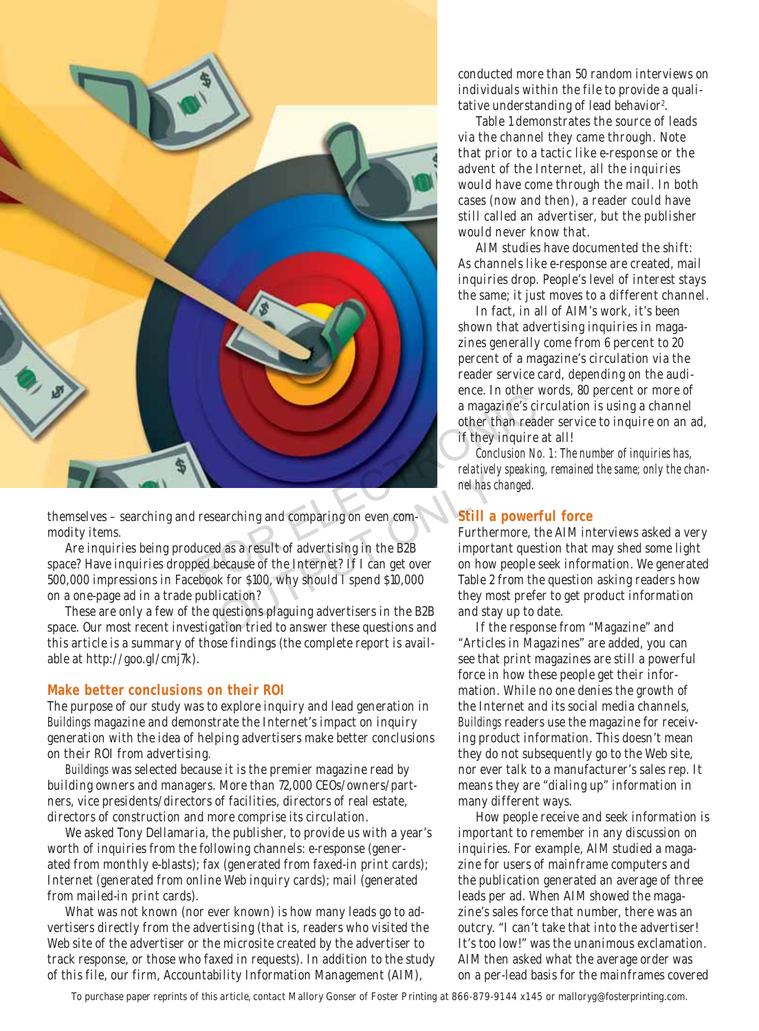themselves – searching and researching and comparing on even commodity items.

Are inquiries being produced as a result of advertising in the B2B space? Have inquiries dropped because of the Internet? If I can get over 500,000 impressions in Facebook for $100, why should I spend $10,000 on a one-page ad in a trade publication?

These are only a few of the questions plaguing advertisers in the B2B space. Our most recent investigation tried to answer these questions and this article is a summary of those findings (the complete report is available at http://goo.gl/cmj7k).

### Make better conclusions on their ROI

The purpose of our study was to explore inquiry and lead generation in *Buildings* magazine and demonstrate the Internet's impact on inquiry generation with the idea of helping advertisers make better conclusions on their ROI from advertising.

*Buildings* was selected because it is the premier magazine read by building owners and managers. More than 72,000 CEOs/owners/partners, vice presidents/directors of facilities, directors of real estate, directors of construction and more comprise its circulation.

We asked Tony Dellamaria, the publisher, to provide us with a year's worth of inquiries from the following channels: e-response (generated from monthly e-blasts); fax (generated from faxed-in print cards); Internet (generated from online Web inquiry cards); mail (generated from mailed-in print cards).

What was not known (nor ever known) is how many leads go to advertisers directly from the advertising (that is, readers who visited the Web site of the advertiser or the microsite created by the advertiser to track response, or those who faxed in requests). In addition to the study of this file, our firm, Accountability Information Management (AIM), conducted more than 50 random interviews on individuals within the file to provide a qualitative understanding of lead behavior[2].

Table 1 demonstrates the source of leads via the channel they came through. Note that prior to a tactic like e-response or the advent of the Internet, all the inquiries would have come through the mail. In both cases (now and then), a reader could have still called an advertiser, but the publisher would never know that.

AIM studies have documented the shift: As channels like e-response are created, mail inquiries drop. People's level of interest stays the same; it just moves to a different channel.

In fact, in all of AIM's work, it's been shown that advertising inquiries in magazines generally come from 6 percent to 20 percent of a magazine's circulation via the reader service card, depending on the audience. In other words, 80 percent or more of a magazine's circulation is using a channel other than reader service to inquire on an ad, if they inquire at all!

*Conclusion No. 1: The number of inquiries has, relatively speaking, remained the same; only the channel has changed.*

### Still a powerful force

Furthermore, the AIM interviews asked a very important question that may shed some light on how people seek information. We generated Table 2 from the question asking readers how they most prefer to get product information and stay up to date.

If the response from "Magazine" and "Articles in Magazines" are added, you can see that print magazines are still a powerful force in how these people get their information. While no one denies the growth of the Internet and its social media channels, *Buildings* readers use the magazine for receiving product information. This doesn't mean they do not subsequently go to the Web site, nor ever talk to a manufacturer's sales rep. It means they are "dialing up" information in many different ways.

How people receive and seek information is important to remember in any discussion on inquiries. For example, AIM studied a magazine for users of mainframe computers and the publication generated an average of three leads per ad. When AIM showed the magazine's sales force that number, there was an outcry. "I can't take that into the advertiser! It's too low!" was the unanimous exclamation. AIM then asked what the average order was on a per-lead basis for the mainframes covered

To purchase paper reprints of this article, contact Mallory Gonser of Foster Printing at 866-879-9144 x145 or malloryg@fosterprinting.com.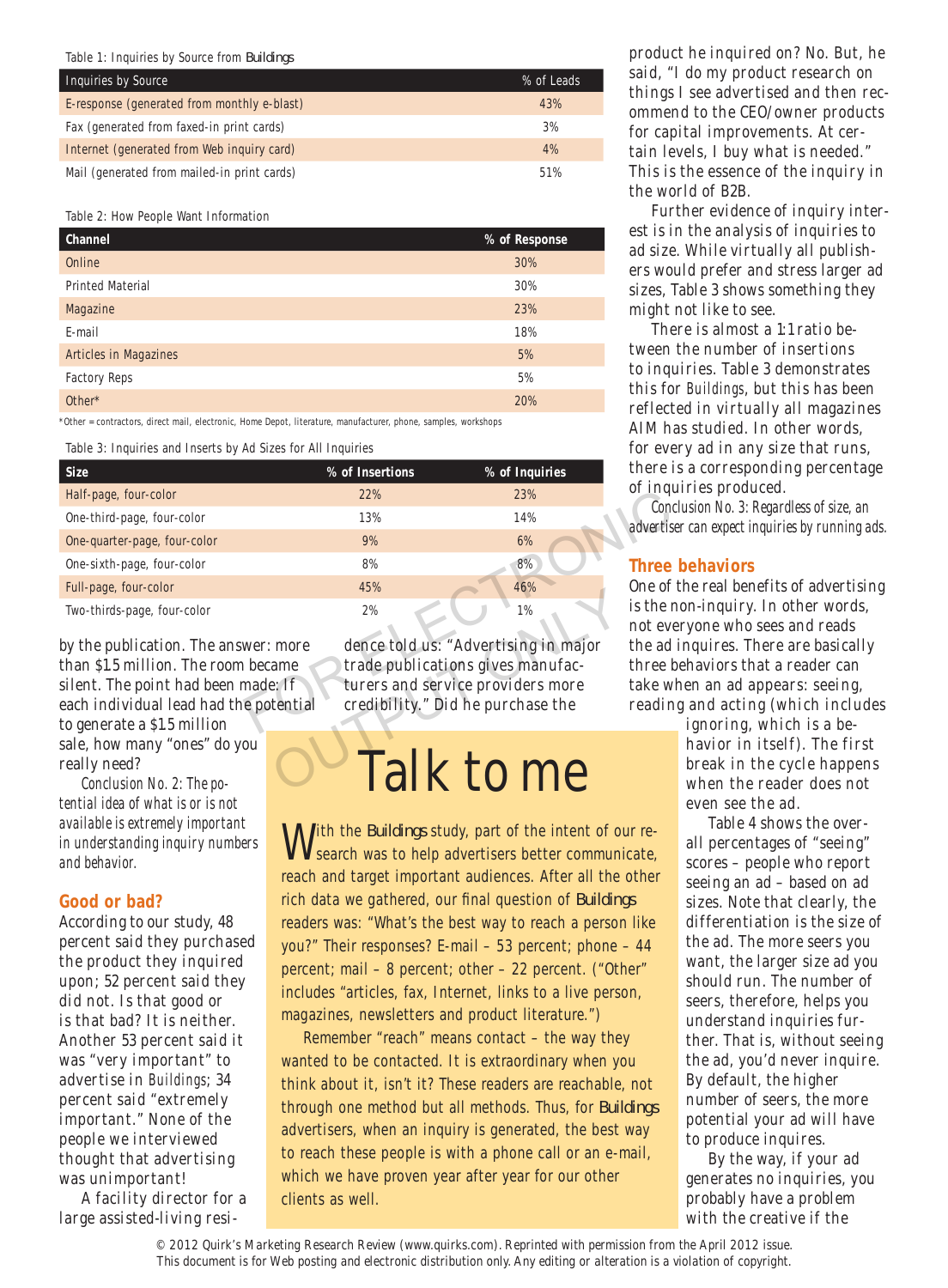Table 1: Inquiries by Source from *Buildings*

| Inquiries by Source | % of Leads |
|---|---|
| E-response (generated from monthly e-blast) | 43% |
| Fax (generated from faxed-in print cards) | 3% |
| Internet (generated from Web inquiry card) | 4% |
| Mail (generated from mailed-in print cards) | 51% |

Table 2: How People Want Information

| Channel | % of Response |
|---|---|
| Online | 30% |
| Printed Material | 30% |
| Magazine | 23% |
| E-mail | 18% |
| Articles in Magazines | 5% |
| Factory Reps | 5% |
| Other* | 20% |

*Other = contractors, direct mail, electronic, Home Depot, literature, manufacturer, phone, samples, workshops

Table 3: Inquiries and Inserts by Ad Sizes for All Inquiries

| Size | % of Insertions | % of Inquiries |
|---|---|---|
| Half-page, four-color | 22% | 23% |
| One-third-page, four-color | 13% | 14% |
| One-quarter-page, four-color | 9% | 6% |
| One-sixth-page, four-color | 8% | 8% |
| Full-page, four-color | 45% | 46% |
| Two-thirds-page, four-color | 2% | 1% |

by the publication. The answer: more than $1.5 million. The room became silent. The point had been made: If each individual lead had the potential to generate a $1.5 million sale, how many "ones" do you really need?

*Conclusion No. 2: The potential idea of what is or is not available is extremely important in understanding inquiry numbers and behavior.*

## Good or bad?

According to our study, 48 percent said they purchased the product they inquired upon; 52 percent said they did not. Is that good or is that bad? It is neither. Another 53 percent said it was "very important" to advertise in *Buildings*; 34 percent said "extremely important." None of the people we interviewed thought that advertising was unimportant!

A facility director for a large assisted-living residence told us: "Advertising in major trade publications gives manufacturers and service providers more credibility." Did he purchase the product he inquired on? No. But, he said, "I do my product research on things I see advertised and then recommend to the CEO/owner products for capital improvements. At certain levels, I buy what is needed." This is the essence of the inquiry in the world of B2B.

Further evidence of inquiry interest is in the analysis of inquiries to ad size. While virtually all publishers would prefer and stress larger ad sizes, Table 3 shows something they might not like to see.

There is almost a 1:1 ratio between the number of insertions to inquiries. Table 3 demonstrates this for *Buildings*, but this has been reflected in virtually all magazines AIM has studied. In other words, for every ad in any size that runs, there is a corresponding percentage of inquiries produced.

*Conclusion No. 3: Regardless of size, an advertiser can expect inquiries by running ads.*

## Three behaviors

One of the real benefits of advertising is the non-inquiry. In other words, not everyone who sees and reads the ad inquires. There are basically three behaviors that a reader can take when an ad appears: seeing, reading and acting (which includes ignoring, which is a behavior in itself). The first break in the cycle happens when the reader does not even see the ad.

Table 4 shows the overall percentages of "seeing" scores – people who report seeing an ad – based on ad sizes. Note that clearly, the differentiation is the size of the ad. The more seers you want, the larger size ad you should run. The number of seers, therefore, helps you understand inquiries further. That is, without seeing the ad, you'd never inquire. By default, the higher number of seers, the more potential your ad will have to produce inquires.

By the way, if your ad generates no inquiries, you probably have a problem with the creative if the

## Talk to me

With the *Buildings* study, part of the intent of our research was to help advertisers better communicate, reach and target important audiences. After all the other rich data we gathered, our final question of *Buildings* readers was: "What's the best way to reach a person like you?" Their responses? E-mail – 53 percent; phone – 44 percent; mail – 8 percent; other – 22 percent. ("Other" includes "articles, fax, Internet, links to a live person, magazines, newsletters and product literature.")

Remember "reach" means contact – the way they wanted to be contacted. It is extraordinary when you think about it, isn't it? These readers are reachable, not through one method but all methods. Thus, for *Buildings* advertisers, when an inquiry is generated, the best way to reach these people is with a phone call or an e-mail, which we have proven year after year for our other clients as well.

© 2012 Quirk's Marketing Research Review (www.quirks.com). Reprinted with permission from the April 2012 issue. This document is for Web posting and electronic distribution only. Any editing or alteration is a violation of copyright.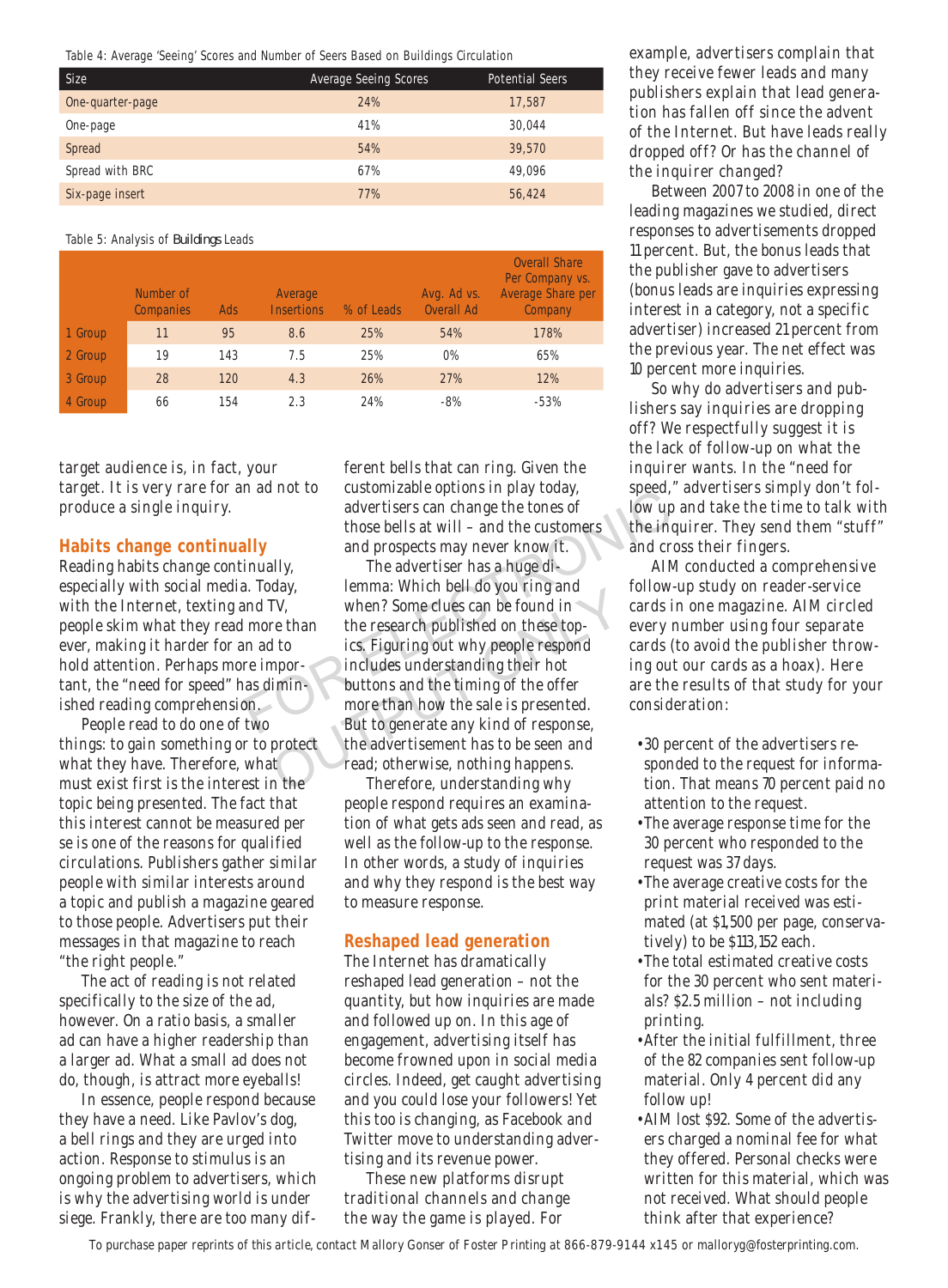Table 4: Average 'Seeing' Scores and Number of Seers Based on Buildings Circulation

| Size | Average Seeing Scores | Potential Seers |
|---|---|---|
| One-quarter-page | 24% | 17,587 |
| One-page | 41% | 30,044 |
| Spread | 54% | 39,570 |
| Spread with BRC | 67% | 49,096 |
| Six-page insert | 77% | 56,424 |

Table 5: Analysis of *Buildings* Leads

| | Number of Companies | Ads | Average Insertions | % of Leads | Avg. Ad vs. Overall Ad | Overall Share Per Company vs. Average Share per Company |
|---|---|---|---|---|---|---|
| 1 Group | 11 | 95 | 8.6 | 25% | 54% | 178% |
| 2 Group | 19 | 143 | 7.5 | 25% | 0% | 65% |
| 3 Group | 28 | 120 | 4.3 | 26% | 27% | 12% |
| 4 Group | 66 | 154 | 2.3 | 24% | -8% | -53% |

target audience is, in fact, your target. It is very rare for an ad not to produce a single inquiry.

## Habits change continually

Reading habits change continually, especially with social media. Today, with the Internet, texting and TV, people skim what they read more than ever, making it harder for an ad to hold attention. Perhaps more important, the "need for speed" has diminished reading comprehension.

People read to do one of two things: to gain something or to protect what they have. Therefore, what must exist first is the interest in the topic being presented. The fact that this interest cannot be measured per se is one of the reasons for qualified circulations. Publishers gather similar people with similar interests around a topic and publish a magazine geared to those people. Advertisers put their messages in that magazine to reach "the right people."

The act of reading is not related specifically to the size of the ad, however. On a ratio basis, a smaller ad can have a higher readership than a larger ad. What a small ad does not do, though, is attract more eyeballs!

In essence, people respond because they have a need. Like Pavlov's dog, a bell rings and they are urged into action. Response to stimulus is an ongoing problem to advertisers, which is why the advertising world is under siege. Frankly, there are too many different bells that can ring. Given the customizable options in play today, advertisers can change the tones of those bells at will – and the customers and prospects may never know it.

The advertiser has a huge dilemma: Which bell do you ring and when? Some clues can be found in the research published on these topics. Figuring out why people respond includes understanding their hot buttons and the timing of the offer more than how the sale is presented. But to generate any kind of response, the advertisement has to be seen and read; otherwise, nothing happens.

Therefore, understanding why people respond requires an examination of what gets ads seen and read, as well as the follow-up to the response. In other words, a study of inquiries and why they respond is the best way to measure response.

## Reshaped lead generation

The Internet has dramatically reshaped lead generation – not the quantity, but how inquiries are made and followed up on. In this age of engagement, advertising itself has become frowned upon in social media circles. Indeed, get caught advertising and you could lose your followers! Yet this too is changing, as Facebook and Twitter move to understanding advertising and its revenue power.

These new platforms disrupt traditional channels and change the way the game is played. For example, advertisers complain that they receive fewer leads and many publishers explain that lead generation has fallen off since the advent of the Internet. But have leads really dropped off? Or has the channel of the inquirer changed?

Between 2007 to 2008 in one of the leading magazines we studied, direct responses to advertisements dropped 11 percent. But, the bonus leads that the publisher gave to advertisers (bonus leads are inquiries expressing interest in a category, not a specific advertiser) increased 21 percent from the previous year. The net effect was 10 percent more inquiries.

So why do advertisers and publishers say inquiries are dropping off? We respectfully suggest it is the lack of follow-up on what the inquirer wants. In the "need for speed," advertisers simply don't follow up and take the time to talk with the inquirer. They send them "stuff" and cross their fingers.

AIM conducted a comprehensive follow-up study on reader-service cards in one magazine. AIM circled every number using four separate cards (to avoid the publisher throwing out our cards as a hoax). Here are the results of that study for your consideration:

- 30 percent of the advertisers responded to the request for information. That means 70 percent paid no attention to the request.
- The average response time for the 30 percent who responded to the request was 37 days.
- The average creative costs for the print material received was estimated (at $1,500 per page, conservatively) to be $113,152 each.
- The total estimated creative costs for the 30 percent who sent materials? $2.5 million – not including printing.
- After the initial fulfillment, three of the 82 companies sent follow-up material. Only 4 percent did any follow up!
- AIM lost $92. Some of the advertisers charged a nominal fee for what they offered. Personal checks were written for this material, which was not received. What should people think after that experience?

To purchase paper reprints of this article, contact Mallory Gonser of Foster Printing at 866-879-9144 x145 or malloryg@fosterprinting.com.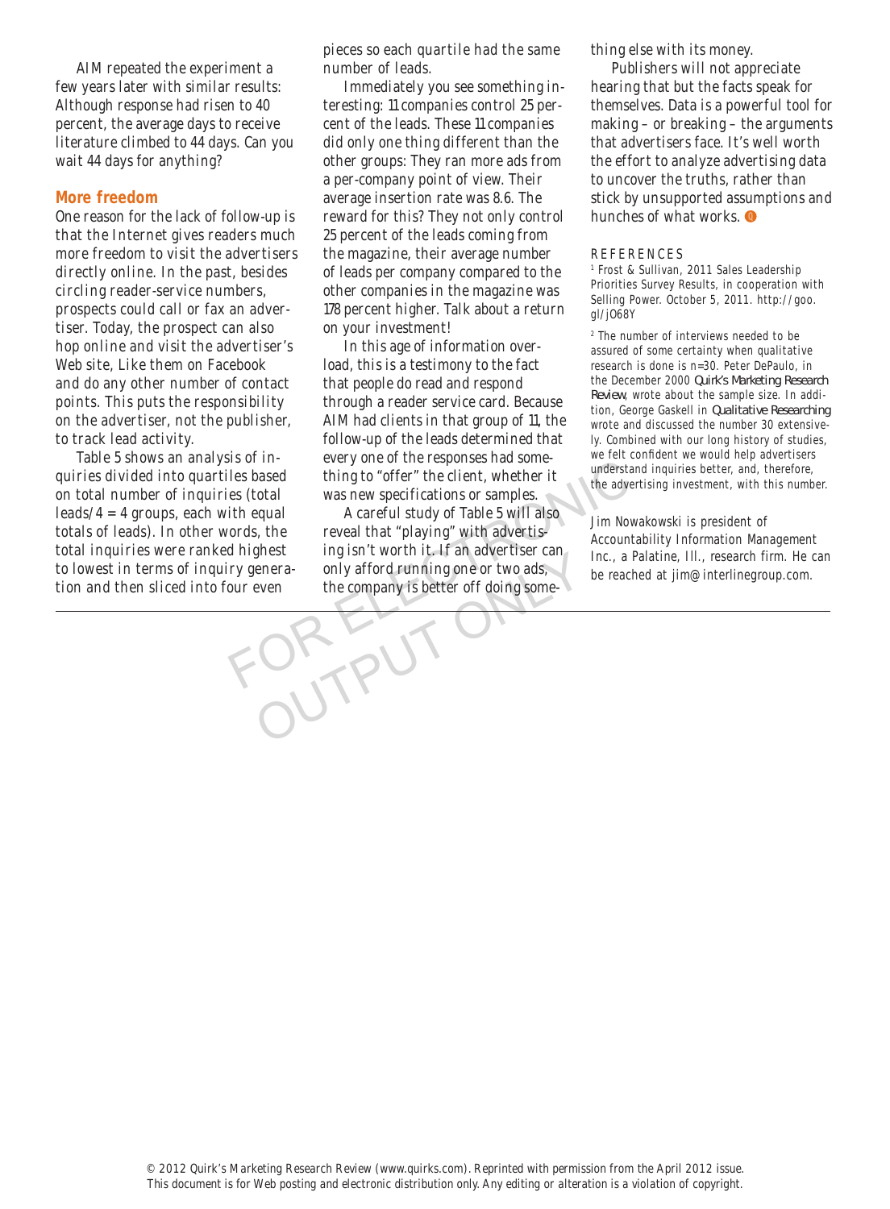AIM repeated the experiment a few years later with similar results: Although response had risen to 40 percent, the average days to receive literature climbed to 44 days. Can you wait 44 days for anything?

## More freedom

One reason for the lack of follow-up is that the Internet gives readers much more freedom to visit the advertisers directly online. In the past, besides circling reader-service numbers, prospects could call or fax an advertiser. Today, the prospect can also hop online and visit the advertiser's Web site, Like them on Facebook and do any other number of contact points. This puts the responsibility on the advertiser, not the publisher, to track lead activity.

Table 5 shows an analysis of inquiries divided into quartiles based on total number of inquiries (total leads/4 = 4 groups, each with equal totals of leads). In other words, the total inquiries were ranked highest to lowest in terms of inquiry generation and then sliced into four even pieces so each quartile had the same number of leads.

Immediately you see something interesting: 11 companies control 25 percent of the leads. These 11 companies did only one thing different than the other groups: They ran more ads from a per-company point of view. Their average insertion rate was 8.6. The reward for this? They not only control 25 percent of the leads coming from the magazine, their average number of leads per company compared to the other companies in the magazine was 178 percent higher. Talk about a return on your investment!

In this age of information overload, this is a testimony to the fact that people do read and respond through a reader service card. Because AIM had clients in that group of 11, the follow-up of the leads determined that every one of the responses had something to "offer" the client, whether it was new specifications or samples.

A careful study of Table 5 will also reveal that "playing" with advertising isn't worth it. If an advertiser can only afford running one or two ads, the company is better off doing something else with its money.

Publishers will not appreciate hearing that but the facts speak for themselves. Data is a powerful tool for making – or breaking – the arguments that advertisers face. It's well worth the effort to analyze advertising data to uncover the truths, rather than stick by unsupported assumptions and hunches of what works.

### REFERENCES

[1] Frost & Sullivan, 2011 Sales Leadership Priorities Survey Results, in cooperation with Selling Power. October 5, 2011. http://goo.gl/jO68Y

[2] The number of interviews needed to be assured of some certainty when qualitative research is done is n=30. Peter DePaulo, in the December 2000 *Quirk's Marketing Research Review*, wrote about the sample size. In addition, George Gaskell in *Qualitative Researching* wrote and discussed the number 30 extensively. Combined with our long history of studies, we felt confident we would help advertisers understand inquiries better, and, therefore, the advertising investment, with this number.

*Jim Nowakowski is president of Accountability Information Management Inc., a Palatine, Ill., research firm. He can be reached at jim@interlinegroup.com.*

*© 2012 Quirk's Marketing Research Review (www.quirks.com). Reprinted with permission from the April 2012 issue. This document is for Web posting and electronic distribution only. Any editing or alteration is a violation of copyright.*